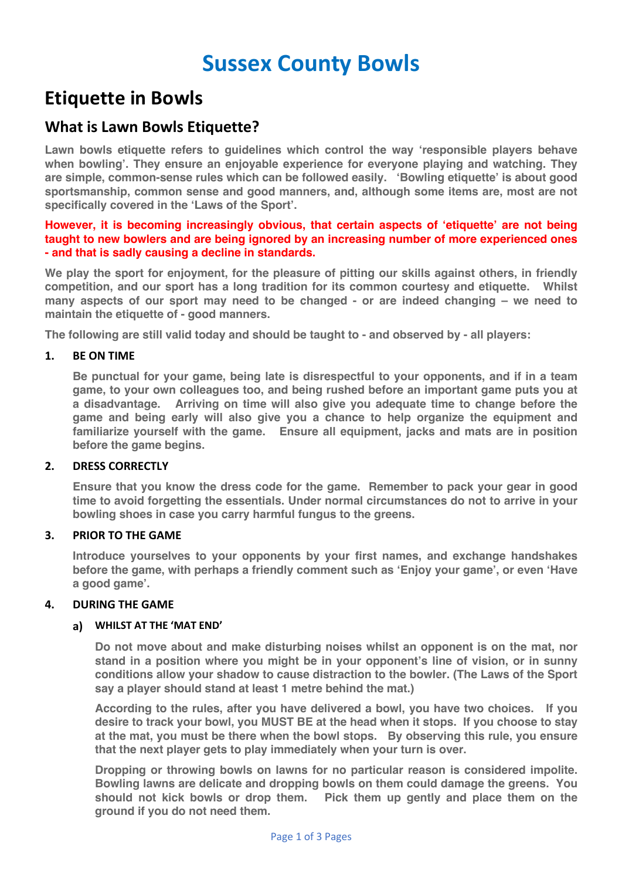# Sussex County Bowls

## Etiquette in Bowls

### What is Lawn Bowls Etiquette?

**Lawn bowls etiquette refers to guidelines which control the way 'responsible players behave when bowling'. They ensure an enjoyable experience for everyone playing and watching. They are simple, common-sense rules which can be followed easily. 'Bowling etiquette' is about good sportsmanship, common sense and good manners, and, although some items are, most are not specifically covered in the 'Laws of the Sport'.**

**However, it is becoming increasingly obvious, that certain aspects of 'etiquette' are not being taught to new bowlers and are being ignored by an increasing number of more experienced ones - and that is sadly causing a decline in standards.**

**We play the sport for enjoyment, for the pleasure of pitting our skills against others, in friendly competition, and our sport has a long tradition for its common courtesy and etiquette. Whilst many aspects of our sport may need to be changed - or are indeed changing – we need to maintain the etiquette of - good manners.**

**The following are still valid today and should be taught to - and observed by - all players:**

#### 1. BE ON TIME

**Be punctual for your game, being late is disrespectful to your opponents, and if in a team game, to your own colleagues too, and being rushed before an important game puts you at a disadvantage. Arriving on time will also give you adequate time to change before the game and being early will also give you a chance to help organize the equipment and familiarize yourself with the game. Ensure all equipment, jacks and mats are in position before the game begins.**

#### 2. DRESS CORRECTLY

**Ensure that you know the dress code for the game. Remember to pack your gear in good time to avoid forgetting the essentials. Under normal circumstances do not to arrive in your bowling shoes in case you carry harmful fungus to the greens.**

#### 3. PRIOR TO THE GAME

**Introduce yourselves to your opponents by your first names, and exchange handshakes before the game, with perhaps a friendly comment such as 'Enjoy your game', or even 'Have a good game'.**

#### 4. DURING THE GAME

##### a) WHILST AT THE 'MAT END'

**Do not move about and make disturbing noises whilst an opponent is on the mat, nor stand in a position where you might be in your opponent's line of vision, or in sunny conditions allow your shadow to cause distraction to the bowler. (The Laws of the Sport say a player should stand at least 1 metre behind the mat.)**

**According to the rules, after you have delivered a bowl, you have two choices. If you desire to track your bowl, you MUST BE at the head when it stops. If you choose to stay at the mat, you must be there when the bowl stops. By observing this rule, you ensure that the next player gets to play immediately when your turn is over.**

**Dropping or throwing bowls on lawns for no particular reason is considered impolite. Bowling lawns are delicate and dropping bowls on them could damage the greens. You should not kick bowls or drop them. Pick them up gently and place them on the ground if you do not need them.**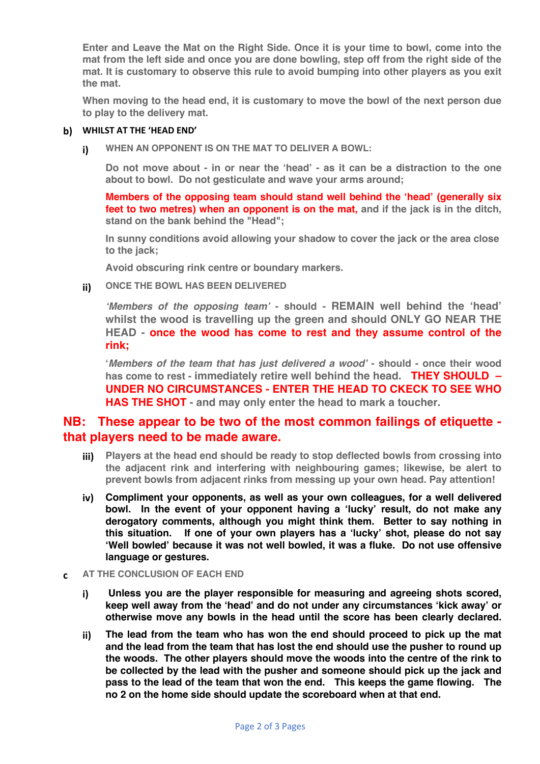**Enter and Leave the Mat on the Right Side. Once it is your time to bowl, come into the mat from the left side and once you are done bowling, step off from the right side of the mat. It is customary to observe this rule to avoid bumping into other players as you exit the mat.**

**When moving to the head end, it is customary to move the bowl of the next person due to play to the delivery mat.**

**b) WHILST AT THE 'HEAD END'**

**i) WHEN AN OPPONENT IS ON THE MAT TO DELIVER A BOWL:**

**Do not move about - in or near the 'head' - as it can be a distraction to the one about to bowl. Do not gesticulate and wave your arms around;**

**Members of the opposing team should stand well behind the 'head' (generally six feet to two metres) when an opponent is on the mat, and if the jack is in the ditch, stand on the bank behind the "Head";**

**In sunny conditions avoid allowing your shadow to cover the jack or the area close to the jack;**

**Avoid obscuring rink centre or boundary markers.**

**ii) ONCE THE BOWL HAS BEEN DELIVERED**

***'Members of the opposing team'*** **- should - REMAIN well behind the 'head' whilst the wood is travelling up the green and should ONLY GO NEAR THE HEAD - once the wood has come to rest and they assume control of the rink;**

**'*Members of the team that has just delivered a wood'* - should - once their wood has come to rest - immediately retire well behind the head. THEY SHOULD – UNDER NO CIRCUMSTANCES - ENTER THE HEAD TO CKECK TO SEE WHO HAS THE SHOT - and may only enter the head to mark a toucher.**

## NB: These appear to be two of the most common failings of etiquette - that players need to be made aware.

**iii) Players at the head end should be ready to stop deflected bowls from crossing into the adjacent rink and interfering with neighbouring games; likewise, be alert to prevent bowls from adjacent rinks from messing up your own head. Pay attention!**

**iv) Compliment your opponents, as well as your own colleagues, for a well delivered bowl. In the event of your opponent having a 'lucky' result, do not make any derogatory comments, although you might think them. Better to say nothing in this situation. If one of your own players has a 'lucky' shot, please do not say 'Well bowled' because it was not well bowled, it was a fluke. Do not use offensive language or gestures.**

**c AT THE CONCLUSION OF EACH END**

**i) Unless you are the player responsible for measuring and agreeing shots scored, keep well away from the 'head' and do not under any circumstances 'kick away' or otherwise move any bowls in the head until the score has been clearly declared.**

**ii) The lead from the team who has won the end should proceed to pick up the mat and the lead from the team that has lost the end should use the pusher to round up the woods. The other players should move the woods into the centre of the rink to be collected by the lead with the pusher and someone should pick up the jack and pass to the lead of the team that won the end. This keeps the game flowing. The no 2 on the home side should update the scoreboard when at that end.**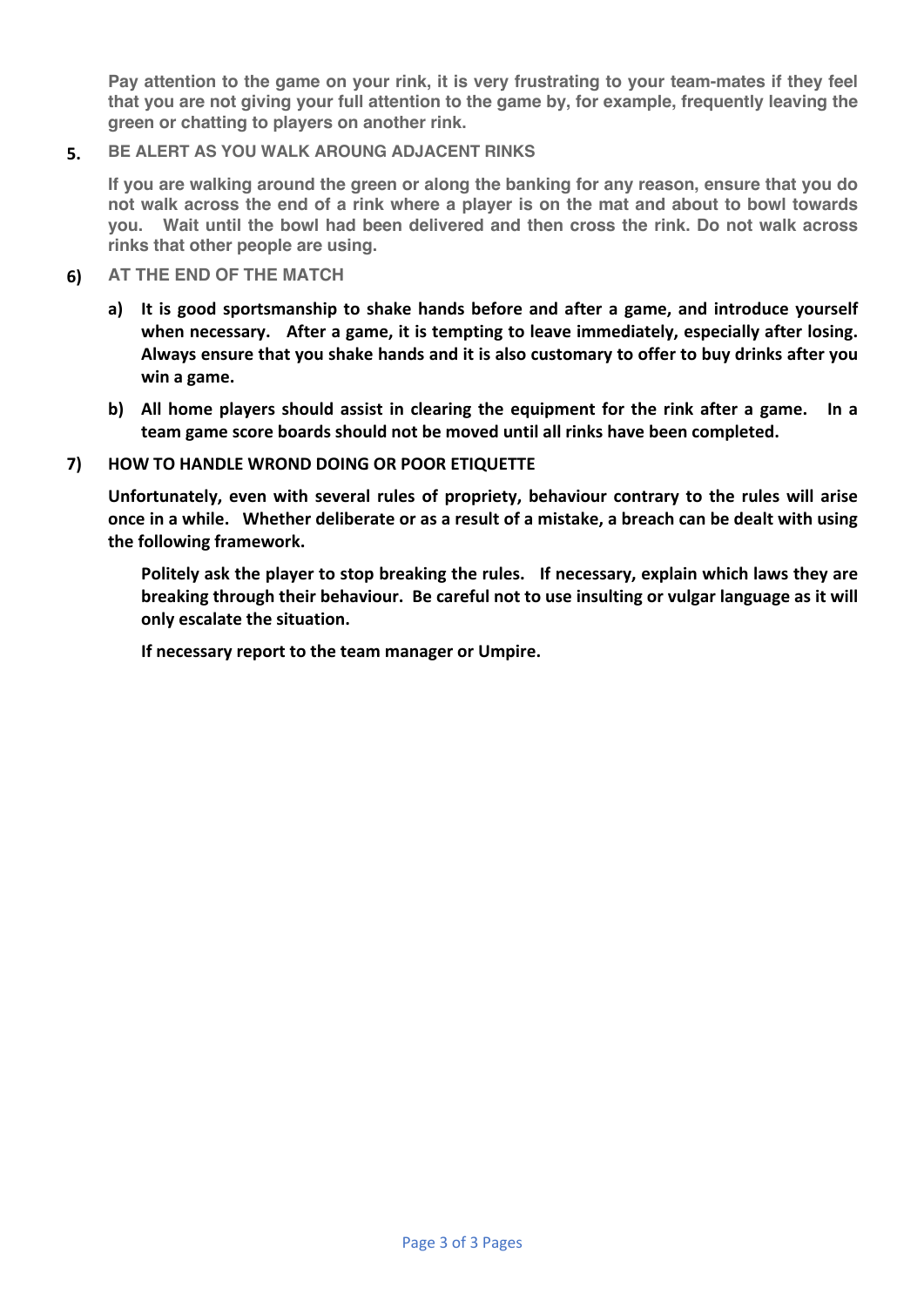**Pay attention to the game on your rink, it is very frustrating to your team-mates if they feel that you are not giving your full attention to the game by, for example, frequently leaving the green or chatting to players on another rink.**

### 5. BE ALERT AS YOU WALK AROUNG ADJACENT RINKS

**If you are walking around the green or along the banking for any reason, ensure that you do not walk across the end of a rink where a player is on the mat and about to bowl towards you. Wait until the bowl had been delivered and then cross the rink. Do not walk across rinks that other people are using.**

### 6) AT THE END OF THE MATCH

a) **It is good sportsmanship to shake hands before and after a game, and introduce yourself when necessary. After a game, it is tempting to leave immediately, especially after losing. Always ensure that you shake hands and it is also customary to offer to buy drinks after you win a game.**

b) **All home players should assist in clearing the equipment for the rink after a game. In a team game score boards should not be moved until all rinks have been completed.**

### 7) HOW TO HANDLE WROND DOING OR POOR ETIQUETTE

**Unfortunately, even with several rules of propriety, behaviour contrary to the rules will arise once in a while. Whether deliberate or as a result of a mistake, a breach can be dealt with using the following framework.**

**Politely ask the player to stop breaking the rules. If necessary, explain which laws they are breaking through their behaviour. Be careful not to use insulting or vulgar language as it will only escalate the situation.**

**If necessary report to the team manager or Umpire.**